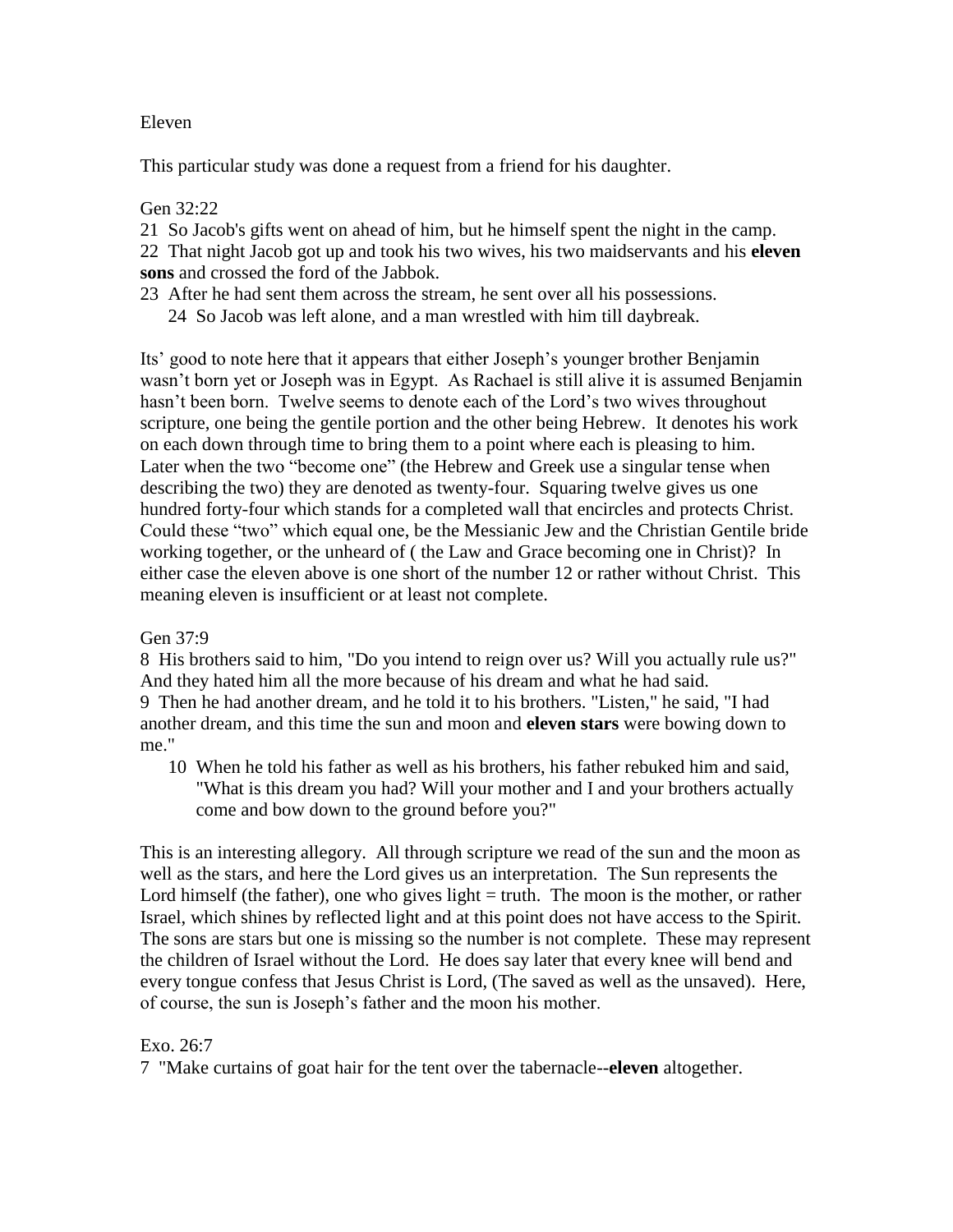Eleven

This particular study was done a request from a friend for his daughter.

Gen 32:22

21 So Jacob's gifts went on ahead of him, but he himself spent the night in the camp.
22 That night Jacob got up and took his two wives, his two maidservants and his **eleven sons** and crossed the ford of the Jabbok.
23 After he had sent them across the stream, he sent over all his possessions.
24 So Jacob was left alone, and a man wrestled with him till daybreak.

Its' good to note here that it appears that either Joseph's younger brother Benjamin wasn't born yet or Joseph was in Egypt. As Rachael is still alive it is assumed Benjamin hasn't been born. Twelve seems to denote each of the Lord's two wives throughout scripture, one being the gentile portion and the other being Hebrew. It denotes his work on each down through time to bring them to a point where each is pleasing to him. Later when the two "become one" (the Hebrew and Greek use a singular tense when describing the two) they are denoted as twenty-four. Squaring twelve gives us one hundred forty-four which stands for a completed wall that encircles and protects Christ. Could these "two" which equal one, be the Messianic Jew and the Christian Gentile bride working together, or the unheard of ( the Law and Grace becoming one in Christ)? In either case the eleven above is one short of the number 12 or rather without Christ. This meaning eleven is insufficient or at least not complete.

Gen 37:9

8 His brothers said to him, "Do you intend to reign over us? Will you actually rule us?" And they hated him all the more because of his dream and what he had said.
9 Then he had another dream, and he told it to his brothers. "Listen," he said, "I had another dream, and this time the sun and moon and **eleven stars** were bowing down to me."
10 When he told his father as well as his brothers, his father rebuked him and said, "What is this dream you had? Will your mother and I and your brothers actually come and bow down to the ground before you?"

This is an interesting allegory. All through scripture we read of the sun and the moon as well as the stars, and here the Lord gives us an interpretation. The Sun represents the Lord himself (the father), one who gives light = truth. The moon is the mother, or rather Israel, which shines by reflected light and at this point does not have access to the Spirit. The sons are stars but one is missing so the number is not complete. These may represent the children of Israel without the Lord. He does say later that every knee will bend and every tongue confess that Jesus Christ is Lord, (The saved as well as the unsaved). Here, of course, the sun is Joseph's father and the moon his mother.

Exo. 26:7

7 "Make curtains of goat hair for the tent over the tabernacle--**eleven** altogether.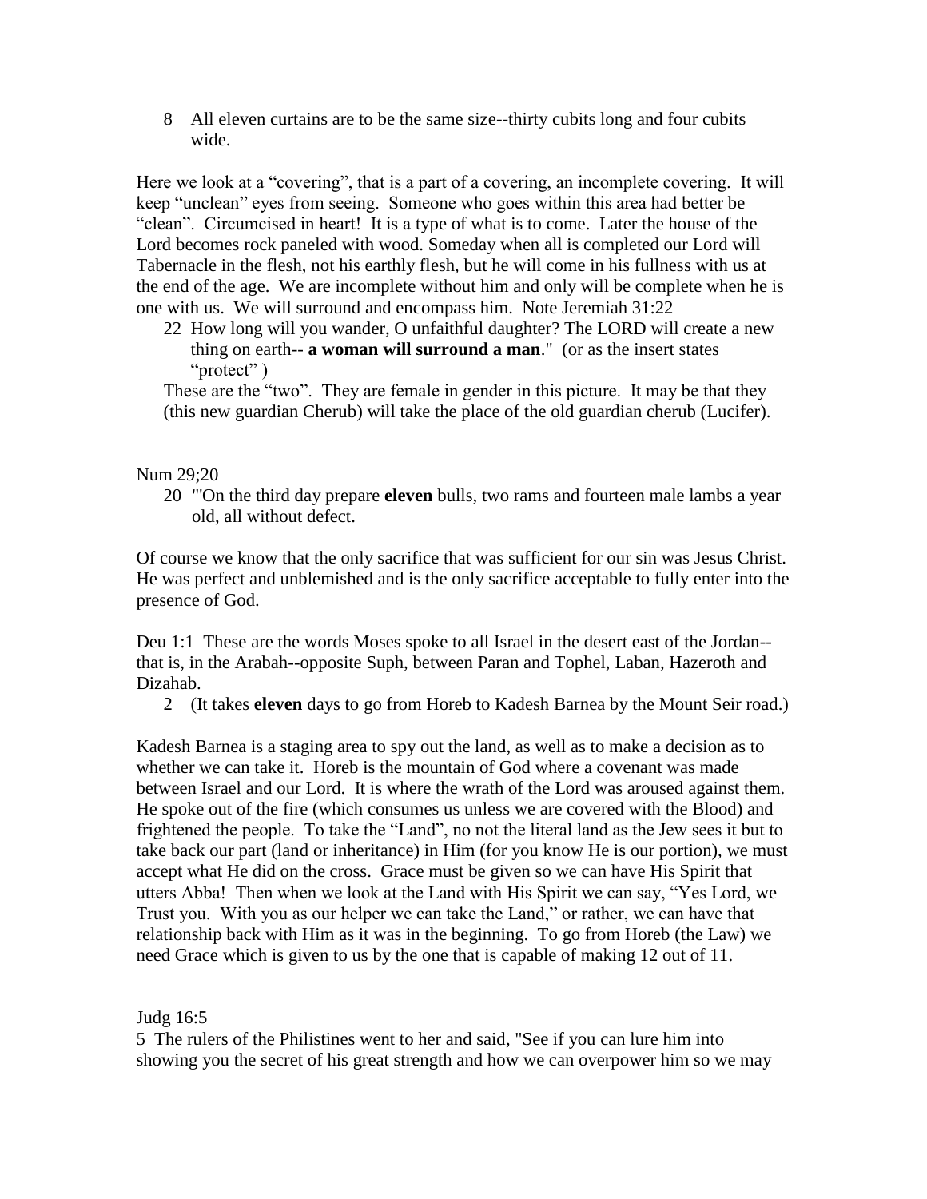8 All eleven curtains are to be the same size--thirty cubits long and four cubits wide.

Here we look at a “covering”, that is a part of a covering, an incomplete covering. It will keep “unclean” eyes from seeing. Someone who goes within this area had better be “clean”. Circumcised in heart! It is a type of what is to come. Later the house of the Lord becomes rock paneled with wood. Someday when all is completed our Lord will Tabernacle in the flesh, not his earthly flesh, but he will come in his fullness with us at the end of the age. We are incomplete without him and only will be complete when he is one with us. We will surround and encompass him. Note Jeremiah 31:22

22 How long will you wander, O unfaithful daughter? The LORD will create a new thing on earth-- **a woman will surround a man**." (or as the insert states “protect” )

These are the “two”. They are female in gender in this picture. It may be that they (this new guardian Cherub) will take the place of the old guardian cherub (Lucifer).

Num 29;20

20 "'On the third day prepare **eleven** bulls, two rams and fourteen male lambs a year old, all without defect.

Of course we know that the only sacrifice that was sufficient for our sin was Jesus Christ. He was perfect and unblemished and is the only sacrifice acceptable to fully enter into the presence of God.

Deu 1:1 These are the words Moses spoke to all Israel in the desert east of the Jordan--that is, in the Arabah--opposite Suph, between Paran and Tophel, Laban, Hazeroth and Dizahab.

2 (It takes **eleven** days to go from Horeb to Kadesh Barnea by the Mount Seir road.)

Kadesh Barnea is a staging area to spy out the land, as well as to make a decision as to whether we can take it. Horeb is the mountain of God where a covenant was made between Israel and our Lord. It is where the wrath of the Lord was aroused against them. He spoke out of the fire (which consumes us unless we are covered with the Blood) and frightened the people. To take the “Land”, no not the literal land as the Jew sees it but to take back our part (land or inheritance) in Him (for you know He is our portion), we must accept what He did on the cross. Grace must be given so we can have His Spirit that utters Abba! Then when we look at the Land with His Spirit we can say, “Yes Lord, we Trust you. With you as our helper we can take the Land,” or rather, we can have that relationship back with Him as it was in the beginning. To go from Horeb (the Law) we need Grace which is given to us by the one that is capable of making 12 out of 11.

Judg 16:5

5 The rulers of the Philistines went to her and said, "See if you can lure him into showing you the secret of his great strength and how we can overpower him so we may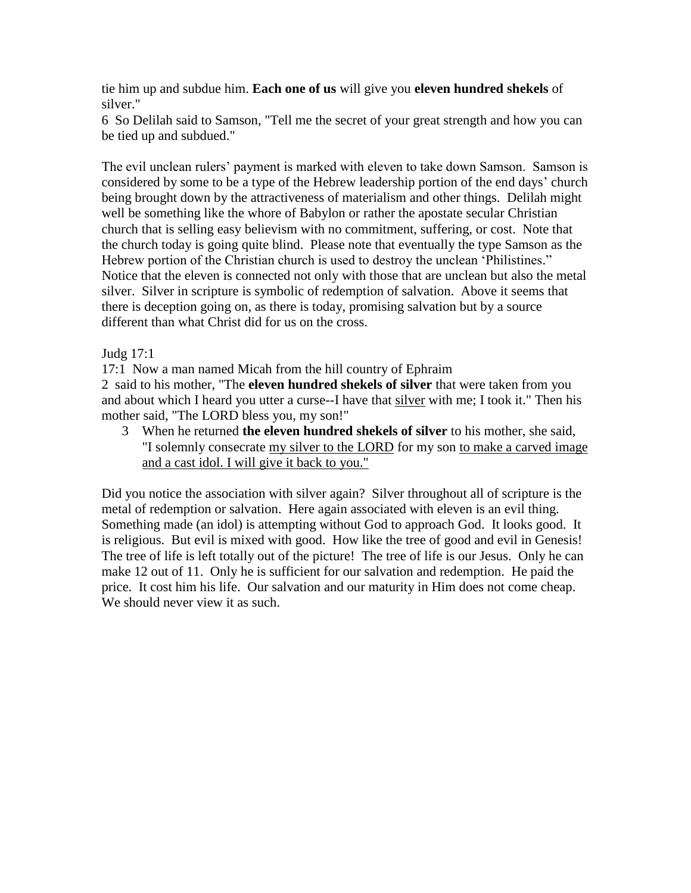tie him up and subdue him. **Each one of us** will give you **eleven hundred shekels** of silver."

6 So Delilah said to Samson, "Tell me the secret of your great strength and how you can be tied up and subdued."

The evil unclean rulers' payment is marked with eleven to take down Samson. Samson is considered by some to be a type of the Hebrew leadership portion of the end days' church being brought down by the attractiveness of materialism and other things. Delilah might well be something like the whore of Babylon or rather the apostate secular Christian church that is selling easy believism with no commitment, suffering, or cost. Note that the church today is going quite blind. Please note that eventually the type Samson as the Hebrew portion of the Christian church is used to destroy the unclean 'Philistines." Notice that the eleven is connected not only with those that are unclean but also the metal silver. Silver in scripture is symbolic of redemption of salvation. Above it seems that there is deception going on, as there is today, promising salvation but by a source different than what Christ did for us on the cross.

Judg 17:1

17:1 Now a man named Micah from the hill country of Ephraim

2 said to his mother, "The **eleven hundred shekels of silver** that were taken from you and about which I heard you utter a curse--I have that <u>silver</u> with me; I took it." Then his mother said, "The LORD bless you, my son!"

3 When he returned **the eleven hundred shekels of silver** to his mother, she said, "I solemnly consecrate <u>my silver to the LORD</u> for my son <u>to make a carved image and a cast idol. I will give it back to you."</u>

Did you notice the association with silver again? Silver throughout all of scripture is the metal of redemption or salvation. Here again associated with eleven is an evil thing. Something made (an idol) is attempting without God to approach God. It looks good. It is religious. But evil is mixed with good. How like the tree of good and evil in Genesis! The tree of life is left totally out of the picture! The tree of life is our Jesus. Only he can make 12 out of 11. Only he is sufficient for our salvation and redemption. He paid the price. It cost him his life. Our salvation and our maturity in Him does not come cheap. We should never view it as such.